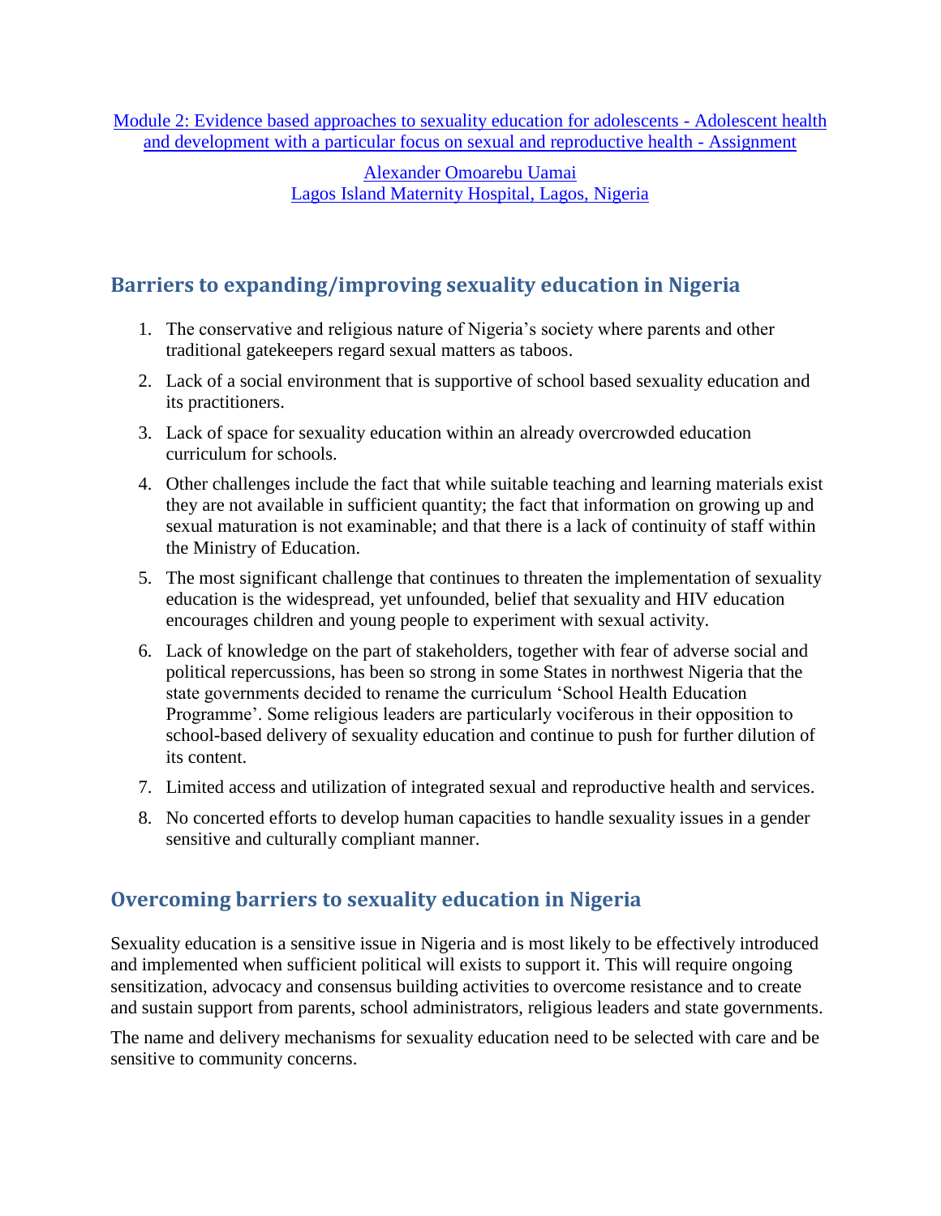Module 2: Evidence based approaches to sexuality education for adolescents - Adolescent health and development with a particular focus on sexual and reproductive health - Assignment

Alexander Omoarebu Uamai
Lagos Island Maternity Hospital, Lagos, Nigeria

## Barriers to expanding/improving sexuality education in Nigeria

1. The conservative and religious nature of Nigeria's society where parents and other traditional gatekeepers regard sexual matters as taboos.
2. Lack of a social environment that is supportive of school based sexuality education and its practitioners.
3. Lack of space for sexuality education within an already overcrowded education curriculum for schools.
4. Other challenges include the fact that while suitable teaching and learning materials exist they are not available in sufficient quantity; the fact that information on growing up and sexual maturation is not examinable; and that there is a lack of continuity of staff within the Ministry of Education.
5. The most significant challenge that continues to threaten the implementation of sexuality education is the widespread, yet unfounded, belief that sexuality and HIV education encourages children and young people to experiment with sexual activity.
6. Lack of knowledge on the part of stakeholders, together with fear of adverse social and political repercussions, has been so strong in some States in northwest Nigeria that the state governments decided to rename the curriculum 'School Health Education Programme'. Some religious leaders are particularly vociferous in their opposition to school-based delivery of sexuality education and continue to push for further dilution of its content.
7. Limited access and utilization of integrated sexual and reproductive health and services.
8. No concerted efforts to develop human capacities to handle sexuality issues in a gender sensitive and culturally compliant manner.

## Overcoming barriers to sexuality education in Nigeria

Sexuality education is a sensitive issue in Nigeria and is most likely to be effectively introduced and implemented when sufficient political will exists to support it. This will require ongoing sensitization, advocacy and consensus building activities to overcome resistance and to create and sustain support from parents, school administrators, religious leaders and state governments.

The name and delivery mechanisms for sexuality education need to be selected with care and be sensitive to community concerns.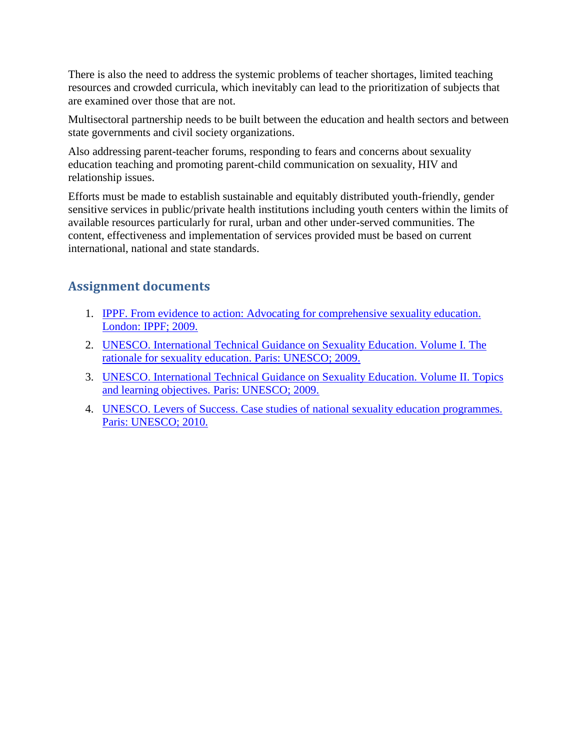There is also the need to address the systemic problems of teacher shortages, limited teaching resources and crowded curricula, which inevitably can lead to the prioritization of subjects that are examined over those that are not.

Multisectoral partnership needs to be built between the education and health sectors and between state governments and civil society organizations.

Also addressing parent-teacher forums, responding to fears and concerns about sexuality education teaching and promoting parent-child communication on sexuality, HIV and relationship issues.

Efforts must be made to establish sustainable and equitably distributed youth-friendly, gender sensitive services in public/private health institutions including youth centers within the limits of available resources particularly for rural, urban and other under-served communities. The content, effectiveness and implementation of services provided must be based on current international, national and state standards.

## Assignment documents

1. IPPF. From evidence to action: Advocating for comprehensive sexuality education. London: IPPF; 2009.
2. UNESCO. International Technical Guidance on Sexuality Education. Volume I. The rationale for sexuality education. Paris: UNESCO; 2009.
3. UNESCO. International Technical Guidance on Sexuality Education. Volume II. Topics and learning objectives. Paris: UNESCO; 2009.
4. UNESCO. Levers of Success. Case studies of national sexuality education programmes. Paris: UNESCO; 2010.